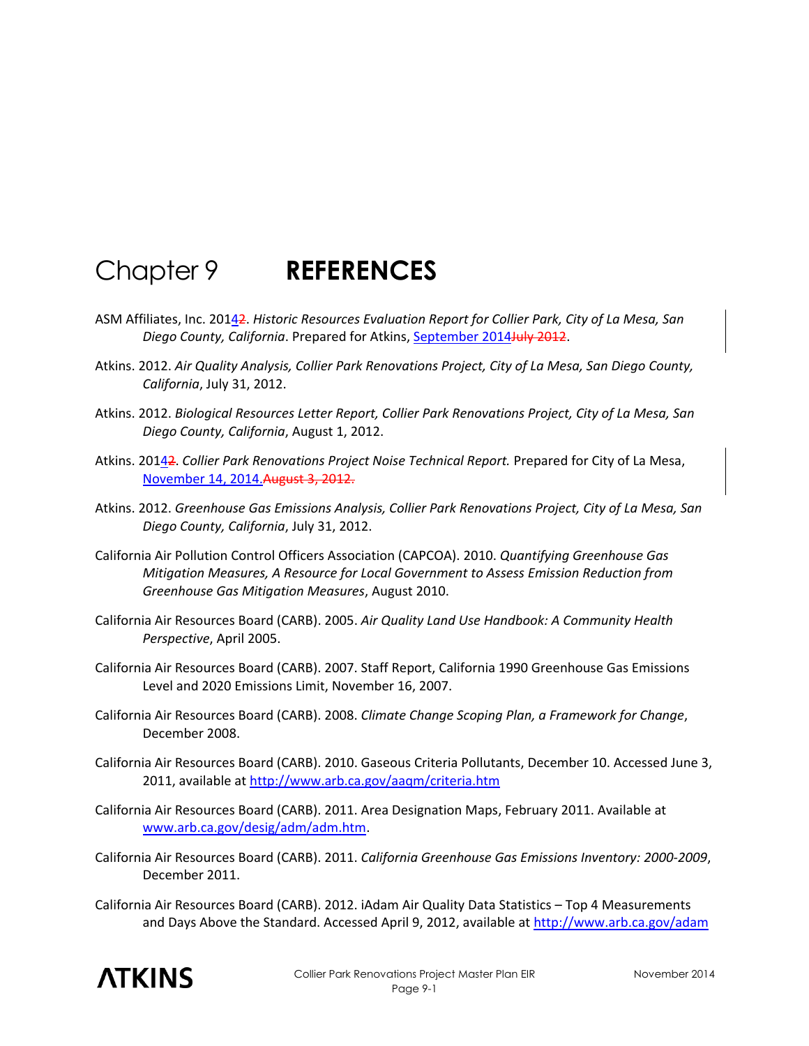# Chapter 9 REFERENCES

ASM Affiliates, Inc. 20142. *Historic Resources Evaluation Report for Collier Park, City of La Mesa, San Diego County, California*. Prepared for Atkins, September 2014July 2012.

Atkins. 2012. *Air Quality Analysis, Collier Park Renovations Project, City of La Mesa, San Diego County, California*, July 31, 2012.

Atkins. 2012. *Biological Resources Letter Report, Collier Park Renovations Project, City of La Mesa, San Diego County, California*, August 1, 2012.

Atkins. 20142. *Collier Park Renovations Project Noise Technical Report.* Prepared for City of La Mesa, November 14, 2014.August 3, 2012.

Atkins. 2012. *Greenhouse Gas Emissions Analysis, Collier Park Renovations Project, City of La Mesa, San Diego County, California*, July 31, 2012.

California Air Pollution Control Officers Association (CAPCOA). 2010. *Quantifying Greenhouse Gas Mitigation Measures, A Resource for Local Government to Assess Emission Reduction from Greenhouse Gas Mitigation Measures*, August 2010.

California Air Resources Board (CARB). 2005. *Air Quality Land Use Handbook: A Community Health Perspective*, April 2005.

California Air Resources Board (CARB). 2007. Staff Report, California 1990 Greenhouse Gas Emissions Level and 2020 Emissions Limit, November 16, 2007.

California Air Resources Board (CARB). 2008. *Climate Change Scoping Plan, a Framework for Change*, December 2008.

California Air Resources Board (CARB). 2010. Gaseous Criteria Pollutants, December 10. Accessed June 3, 2011, available at http://www.arb.ca.gov/aaqm/criteria.htm

California Air Resources Board (CARB). 2011. Area Designation Maps, February 2011. Available at www.arb.ca.gov/desig/adm/adm.htm.

California Air Resources Board (CARB). 2011. *California Greenhouse Gas Emissions Inventory: 2000-2009*, December 2011.

California Air Resources Board (CARB). 2012. iAdam Air Quality Data Statistics – Top 4 Measurements and Days Above the Standard. Accessed April 9, 2012, available at http://www.arb.ca.gov/adam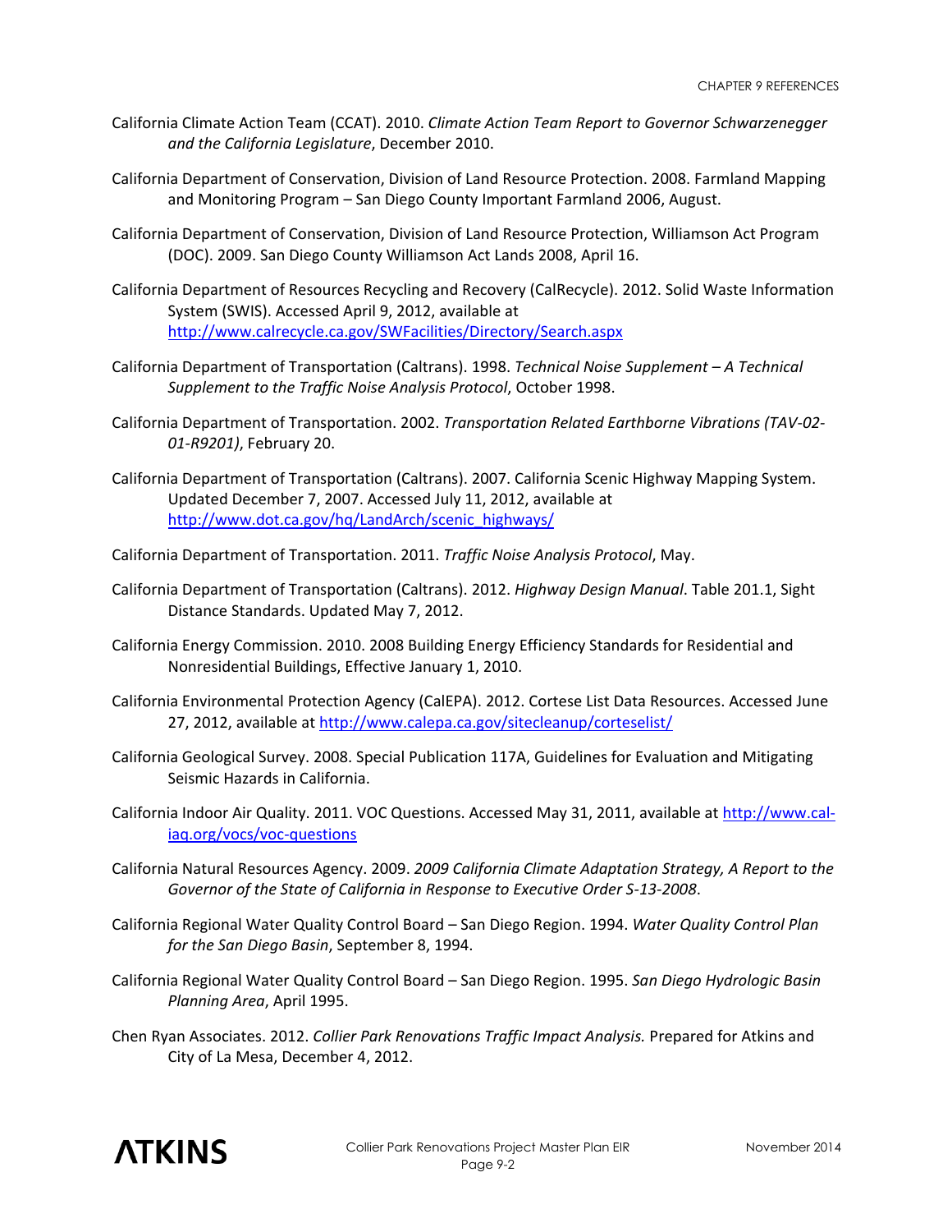California Climate Action Team (CCAT). 2010. *Climate Action Team Report to Governor Schwarzenegger and the California Legislature*, December 2010.

California Department of Conservation, Division of Land Resource Protection. 2008. Farmland Mapping and Monitoring Program – San Diego County Important Farmland 2006, August.

California Department of Conservation, Division of Land Resource Protection, Williamson Act Program (DOC). 2009. San Diego County Williamson Act Lands 2008, April 16.

California Department of Resources Recycling and Recovery (CalRecycle). 2012. Solid Waste Information System (SWIS). Accessed April 9, 2012, available at http://www.calrecycle.ca.gov/SWFacilities/Directory/Search.aspx

California Department of Transportation (Caltrans). 1998. *Technical Noise Supplement – A Technical Supplement to the Traffic Noise Analysis Protocol*, October 1998.

California Department of Transportation. 2002. *Transportation Related Earthborne Vibrations (TAV-02-01-R9201)*, February 20.

California Department of Transportation (Caltrans). 2007. California Scenic Highway Mapping System. Updated December 7, 2007. Accessed July 11, 2012, available at http://www.dot.ca.gov/hq/LandArch/scenic_highways/

California Department of Transportation. 2011. *Traffic Noise Analysis Protocol*, May.

California Department of Transportation (Caltrans). 2012. *Highway Design Manual*. Table 201.1, Sight Distance Standards. Updated May 7, 2012.

California Energy Commission. 2010. 2008 Building Energy Efficiency Standards for Residential and Nonresidential Buildings, Effective January 1, 2010.

California Environmental Protection Agency (CalEPA). 2012. Cortese List Data Resources. Accessed June 27, 2012, available at http://www.calepa.ca.gov/sitecleanup/corteselist/

California Geological Survey. 2008. Special Publication 117A, Guidelines for Evaluation and Mitigating Seismic Hazards in California.

California Indoor Air Quality. 2011. VOC Questions. Accessed May 31, 2011, available at http://www.cal-iaq.org/vocs/voc-questions

California Natural Resources Agency. 2009. *2009 California Climate Adaptation Strategy, A Report to the Governor of the State of California in Response to Executive Order S-13-2008*.

California Regional Water Quality Control Board – San Diego Region. 1994. *Water Quality Control Plan for the San Diego Basin*, September 8, 1994.

California Regional Water Quality Control Board – San Diego Region. 1995. *San Diego Hydrologic Basin Planning Area*, April 1995.

Chen Ryan Associates. 2012. *Collier Park Renovations Traffic Impact Analysis.* Prepared for Atkins and City of La Mesa, December 4, 2012.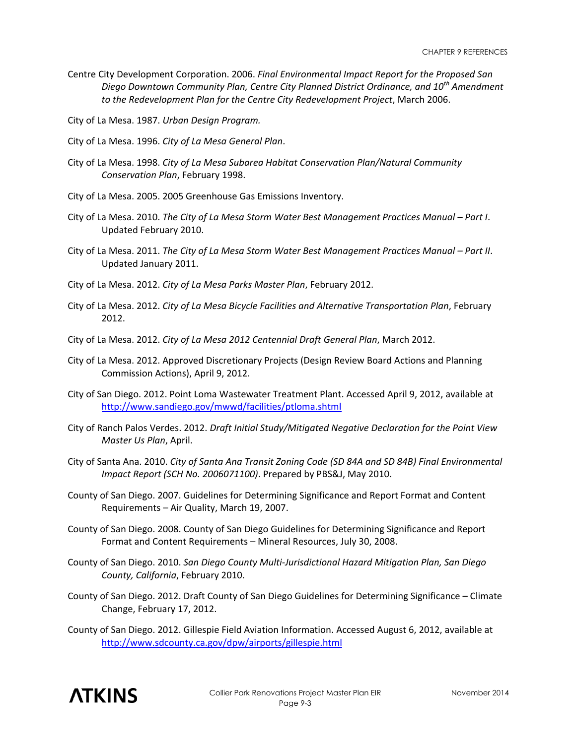Centre City Development Corporation. 2006. *Final Environmental Impact Report for the Proposed San Diego Downtown Community Plan, Centre City Planned District Ordinance, and 10th Amendment to the Redevelopment Plan for the Centre City Redevelopment Project*, March 2006.

City of La Mesa. 1987. *Urban Design Program.*

City of La Mesa. 1996. *City of La Mesa General Plan*.

City of La Mesa. 1998. *City of La Mesa Subarea Habitat Conservation Plan/Natural Community Conservation Plan*, February 1998.

City of La Mesa. 2005. 2005 Greenhouse Gas Emissions Inventory.

City of La Mesa. 2010. *The City of La Mesa Storm Water Best Management Practices Manual – Part I*. Updated February 2010.

City of La Mesa. 2011. *The City of La Mesa Storm Water Best Management Practices Manual – Part II*. Updated January 2011.

City of La Mesa. 2012. *City of La Mesa Parks Master Plan*, February 2012.

City of La Mesa. 2012. *City of La Mesa Bicycle Facilities and Alternative Transportation Plan*, February 2012.

City of La Mesa. 2012. *City of La Mesa 2012 Centennial Draft General Plan*, March 2012.

City of La Mesa. 2012. Approved Discretionary Projects (Design Review Board Actions and Planning Commission Actions), April 9, 2012.

City of San Diego. 2012. Point Loma Wastewater Treatment Plant. Accessed April 9, 2012, available at http://www.sandiego.gov/mwwd/facilities/ptloma.shtml

City of Ranch Palos Verdes. 2012. *Draft Initial Study/Mitigated Negative Declaration for the Point View Master Us Plan*, April.

City of Santa Ana. 2010. *City of Santa Ana Transit Zoning Code (SD 84A and SD 84B) Final Environmental Impact Report (SCH No. 2006071100)*. Prepared by PBS&J, May 2010.

County of San Diego. 2007. Guidelines for Determining Significance and Report Format and Content Requirements – Air Quality, March 19, 2007.

County of San Diego. 2008. County of San Diego Guidelines for Determining Significance and Report Format and Content Requirements – Mineral Resources, July 30, 2008.

County of San Diego. 2010. *San Diego County Multi-Jurisdictional Hazard Mitigation Plan, San Diego County, California*, February 2010.

County of San Diego. 2012. Draft County of San Diego Guidelines for Determining Significance – Climate Change, February 17, 2012.

County of San Diego. 2012. Gillespie Field Aviation Information. Accessed August 6, 2012, available at http://www.sdcounty.ca.gov/dpw/airports/gillespie.html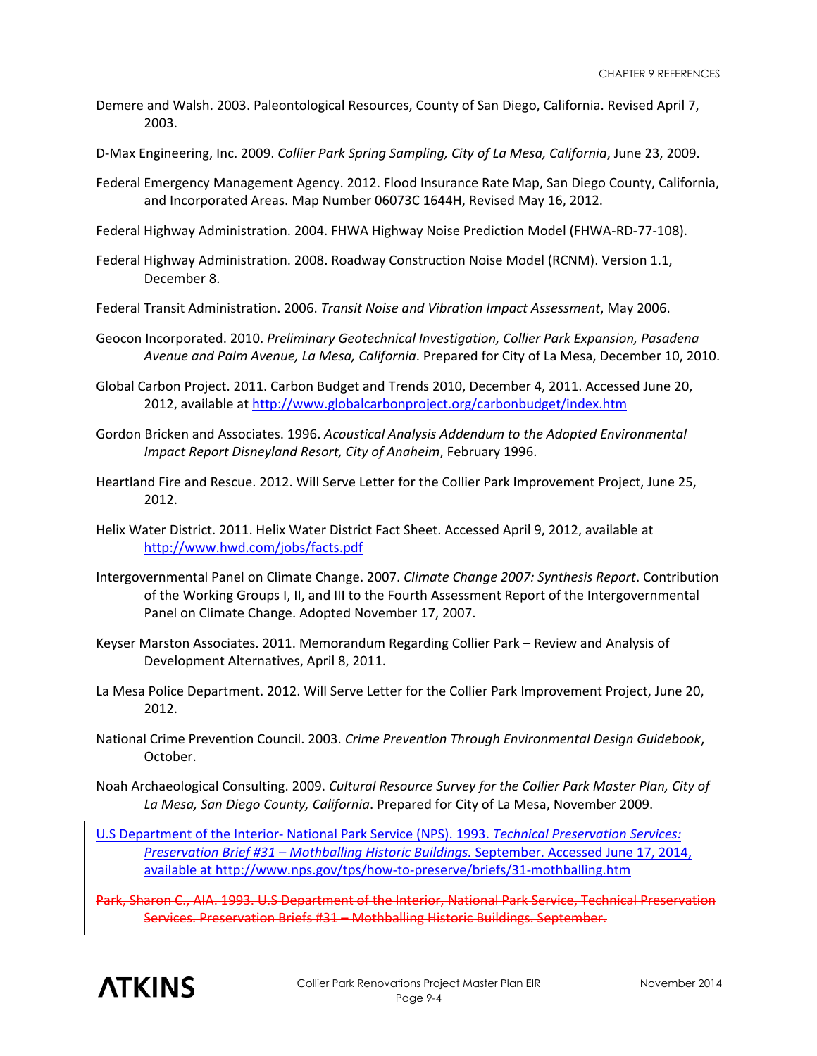Demere and Walsh. 2003. Paleontological Resources, County of San Diego, California. Revised April 7, 2003.

D-Max Engineering, Inc. 2009. *Collier Park Spring Sampling, City of La Mesa, California*, June 23, 2009.

Federal Emergency Management Agency. 2012. Flood Insurance Rate Map, San Diego County, California, and Incorporated Areas. Map Number 06073C 1644H, Revised May 16, 2012.

Federal Highway Administration. 2004. FHWA Highway Noise Prediction Model (FHWA-RD-77-108).

Federal Highway Administration. 2008. Roadway Construction Noise Model (RCNM). Version 1.1, December 8.

Federal Transit Administration. 2006. *Transit Noise and Vibration Impact Assessment*, May 2006.

Geocon Incorporated. 2010. *Preliminary Geotechnical Investigation, Collier Park Expansion, Pasadena Avenue and Palm Avenue, La Mesa, California*. Prepared for City of La Mesa, December 10, 2010.

Global Carbon Project. 2011. Carbon Budget and Trends 2010, December 4, 2011. Accessed June 20, 2012, available at http://www.globalcarbonproject.org/carbonbudget/index.htm

Gordon Bricken and Associates. 1996. *Acoustical Analysis Addendum to the Adopted Environmental Impact Report Disneyland Resort, City of Anaheim*, February 1996.

Heartland Fire and Rescue. 2012. Will Serve Letter for the Collier Park Improvement Project, June 25, 2012.

Helix Water District. 2011. Helix Water District Fact Sheet. Accessed April 9, 2012, available at http://www.hwd.com/jobs/facts.pdf

Intergovernmental Panel on Climate Change. 2007. *Climate Change 2007: Synthesis Report*. Contribution of the Working Groups I, II, and III to the Fourth Assessment Report of the Intergovernmental Panel on Climate Change. Adopted November 17, 2007.

Keyser Marston Associates. 2011. Memorandum Regarding Collier Park – Review and Analysis of Development Alternatives, April 8, 2011.

La Mesa Police Department. 2012. Will Serve Letter for the Collier Park Improvement Project, June 20, 2012.

National Crime Prevention Council. 2003. *Crime Prevention Through Environmental Design Guidebook*, October.

Noah Archaeological Consulting. 2009. *Cultural Resource Survey for the Collier Park Master Plan, City of La Mesa, San Diego County, California*. Prepared for City of La Mesa, November 2009.

U.S Department of the Interior- National Park Service (NPS). 1993. *Technical Preservation Services: Preservation Brief #31 – Mothballing Historic Buildings.* September. Accessed June 17, 2014, available at http://www.nps.gov/tps/how-to-preserve/briefs/31-mothballing.htm

~~Park, Sharon C., AIA. 1993. U.S Department of the Interior, National Park Service, Technical Preservation Services. Preservation Briefs #31 – Mothballing Historic Buildings. September.~~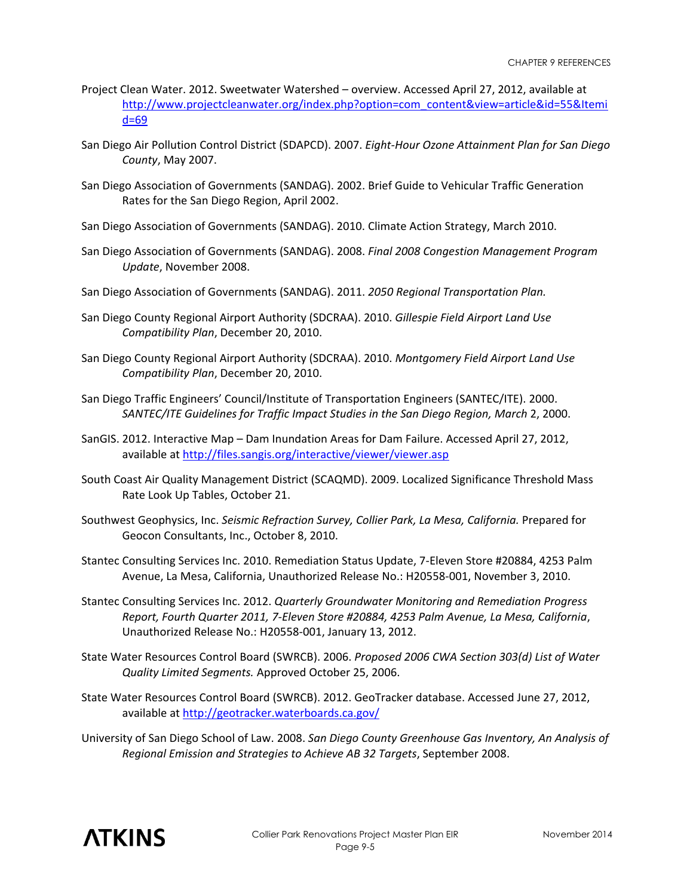Project Clean Water. 2012. Sweetwater Watershed – overview. Accessed April 27, 2012, available at http://www.projectcleanwater.org/index.php?option=com_content&view=article&id=55&Itemid=69

San Diego Air Pollution Control District (SDAPCD). 2007. *Eight-Hour Ozone Attainment Plan for San Diego County*, May 2007.

San Diego Association of Governments (SANDAG). 2002. Brief Guide to Vehicular Traffic Generation Rates for the San Diego Region, April 2002.

San Diego Association of Governments (SANDAG). 2010. Climate Action Strategy, March 2010.

San Diego Association of Governments (SANDAG). 2008. *Final 2008 Congestion Management Program Update*, November 2008.

San Diego Association of Governments (SANDAG). 2011. *2050 Regional Transportation Plan.*

San Diego County Regional Airport Authority (SDCRAA). 2010. *Gillespie Field Airport Land Use Compatibility Plan*, December 20, 2010.

San Diego County Regional Airport Authority (SDCRAA). 2010. *Montgomery Field Airport Land Use Compatibility Plan*, December 20, 2010.

San Diego Traffic Engineers' Council/Institute of Transportation Engineers (SANTEC/ITE). 2000. *SANTEC/ITE Guidelines for Traffic Impact Studies in the San Diego Region, March* 2, 2000.

SanGIS. 2012. Interactive Map – Dam Inundation Areas for Dam Failure. Accessed April 27, 2012, available at http://files.sangis.org/interactive/viewer/viewer.asp

South Coast Air Quality Management District (SCAQMD). 2009. Localized Significance Threshold Mass Rate Look Up Tables, October 21.

Southwest Geophysics, Inc. *Seismic Refraction Survey, Collier Park, La Mesa, California.* Prepared for Geocon Consultants, Inc., October 8, 2010.

Stantec Consulting Services Inc. 2010. Remediation Status Update, 7-Eleven Store #20884, 4253 Palm Avenue, La Mesa, California, Unauthorized Release No.: H20558-001, November 3, 2010.

Stantec Consulting Services Inc. 2012. *Quarterly Groundwater Monitoring and Remediation Progress Report, Fourth Quarter 2011, 7-Eleven Store #20884, 4253 Palm Avenue, La Mesa, California*, Unauthorized Release No.: H20558-001, January 13, 2012.

State Water Resources Control Board (SWRCB). 2006. *Proposed 2006 CWA Section 303(d) List of Water Quality Limited Segments.* Approved October 25, 2006.

State Water Resources Control Board (SWRCB). 2012. GeoTracker database. Accessed June 27, 2012, available at http://geotracker.waterboards.ca.gov/

University of San Diego School of Law. 2008. *San Diego County Greenhouse Gas Inventory, An Analysis of Regional Emission and Strategies to Achieve AB 32 Targets*, September 2008.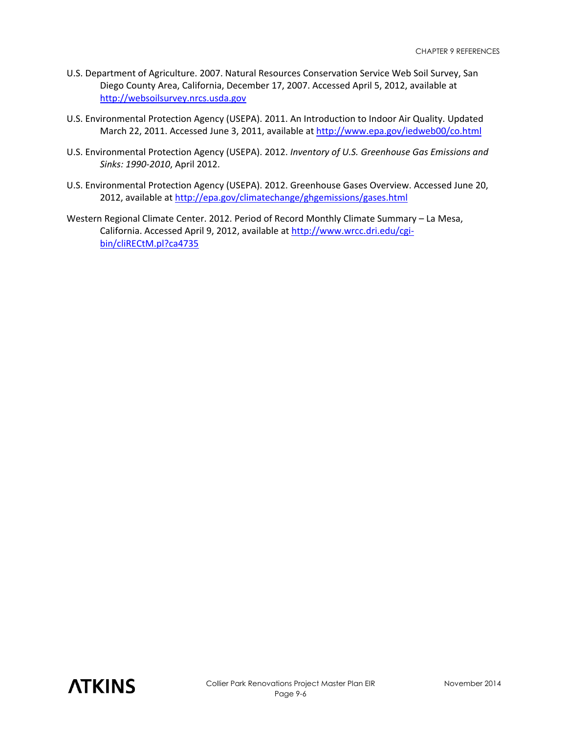U.S. Department of Agriculture. 2007. Natural Resources Conservation Service Web Soil Survey, San Diego County Area, California, December 17, 2007. Accessed April 5, 2012, available at http://websoilsurvey.nrcs.usda.gov

U.S. Environmental Protection Agency (USEPA). 2011. An Introduction to Indoor Air Quality. Updated March 22, 2011. Accessed June 3, 2011, available at http://www.epa.gov/iedweb00/co.html

U.S. Environmental Protection Agency (USEPA). 2012. *Inventory of U.S. Greenhouse Gas Emissions and Sinks: 1990-2010*, April 2012.

U.S. Environmental Protection Agency (USEPA). 2012. Greenhouse Gases Overview. Accessed June 20, 2012, available at http://epa.gov/climatechange/ghgemissions/gases.html

Western Regional Climate Center. 2012. Period of Record Monthly Climate Summary – La Mesa, California. Accessed April 9, 2012, available at http://www.wrcc.dri.edu/cgi-bin/cliRECtM.pl?ca4735